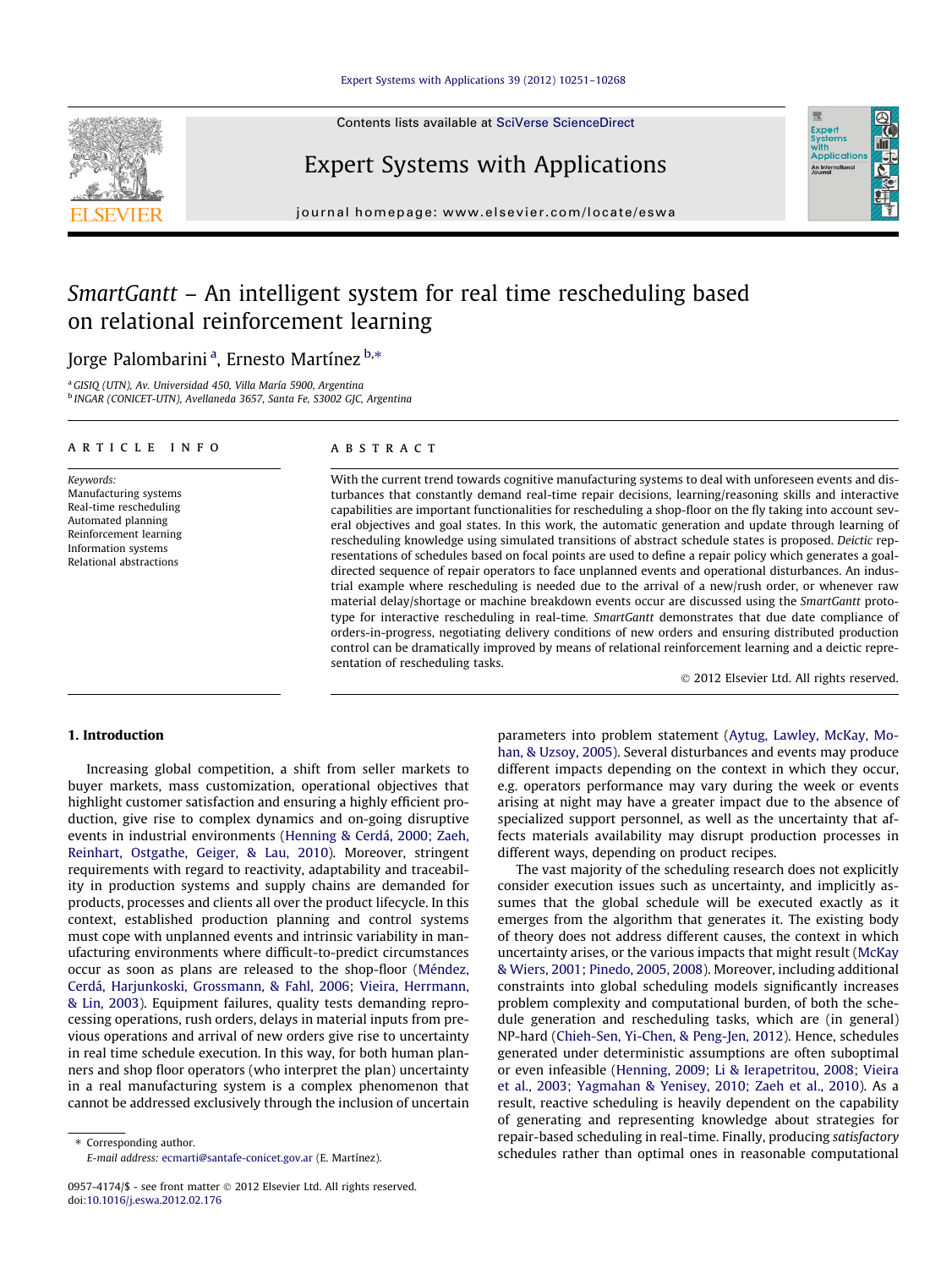# *SmartGantt* – An intelligent system for real time rescheduling based on relational reinforcement learning

Jorge Palombarini [a], Ernesto Martínez [b,*]

[a] GISIQ (UTN), Av. Universidad 450, Villa María 5900, Argentina
[b] INGAR (CONICET-UTN), Avellaneda 3657, Santa Fe, S3002 GJC, Argentina

## ARTICLE INFO

*Keywords:*
Manufacturing systems
Real-time rescheduling
Automated planning
Reinforcement learning
Information systems
Relational abstractions

## ABSTRACT

With the current trend towards cognitive manufacturing systems to deal with unforeseen events and disturbances that constantly demand real-time repair decisions, learning/reasoning skills and interactive capabilities are important functionalities for rescheduling a shop-floor on the fly taking into account several objectives and goal states. In this work, the automatic generation and update through learning of rescheduling knowledge using simulated transitions of abstract schedule states is proposed. *Deictic* representations of schedules based on focal points are used to define a repair policy which generates a goal-directed sequence of repair operators to face unplanned events and operational disturbances. An industrial example where rescheduling is needed due to the arrival of a new/rush order, or whenever raw material delay/shortage or machine breakdown events occur are discussed using the *SmartGantt* prototype for interactive rescheduling in real-time. *SmartGantt* demonstrates that due date compliance of orders-in-progress, negotiating delivery conditions of new orders and ensuring distributed production control can be dramatically improved by means of relational reinforcement learning and a deictic representation of rescheduling tasks.

© 2012 Elsevier Ltd. All rights reserved.

## 1. Introduction

Increasing global competition, a shift from seller markets to buyer markets, mass customization, operational objectives that highlight customer satisfaction and ensuring a highly efficient production, give rise to complex dynamics and on-going disruptive events in industrial environments (Henning & Cerdá, 2000; Zaeh, Reinhart, Ostgathe, Geiger, & Lau, 2010). Moreover, stringent requirements with regard to reactivity, adaptability and traceability in production systems and supply chains are demanded for products, processes and clients all over the product lifecycle. In this context, established production planning and control systems must cope with unplanned events and intrinsic variability in manufacturing environments where difficult-to-predict circumstances occur as soon as plans are released to the shop-floor (Méndez, Cerdá, Harjunkoski, Grossmann, & Fahl, 2006; Vieira, Herrmann, & Lin, 2003). Equipment failures, quality tests demanding reprocessing operations, rush orders, delays in material inputs from previous operations and arrival of new orders give rise to uncertainty in real time schedule execution. In this way, for both human planners and shop floor operators (who interpret the plan) uncertainty in a real manufacturing system is a complex phenomenon that cannot be addressed exclusively through the inclusion of uncertain parameters into problem statement (Aytug, Lawley, McKay, Mohan, & Uzsoy, 2005). Several disturbances and events may produce different impacts depending on the context in which they occur, e.g. operators performance may vary during the week or events arising at night may have a greater impact due to the absence of specialized support personnel, as well as the uncertainty that affects materials availability may disrupt production processes in different ways, depending on product recipes.

The vast majority of the scheduling research does not explicitly consider execution issues such as uncertainty, and implicitly assumes that the global schedule will be executed exactly as it emerges from the algorithm that generates it. The existing body of theory does not address different causes, the context in which uncertainty arises, or the various impacts that might result (McKay & Wiers, 2001; Pinedo, 2005, 2008). Moreover, including additional constraints into global scheduling models significantly increases problem complexity and computational burden, of both the schedule generation and rescheduling tasks, which are (in general) NP-hard (Chieh-Sen, Yi-Chen, & Peng-Jen, 2012). Hence, schedules generated under deterministic assumptions are often suboptimal or even infeasible (Henning, 2009; Li & Ierapetritou, 2008; Vieira et al., 2003; Yagmahan & Yenisey, 2010; Zaeh et al., 2010). As a result, reactive scheduling is heavily dependent on the capability of generating and representing knowledge about strategies for repair-based scheduling in real-time. Finally, producing *satisfactory* schedules rather than optimal ones in reasonable computational

\* Corresponding author.
*E-mail address:* ecmarti@santafe-conicet.gov.ar (E. Martínez).

0957-4174/$ - see front matter © 2012 Elsevier Ltd. All rights reserved.
doi:10.1016/j.eswa.2012.02.176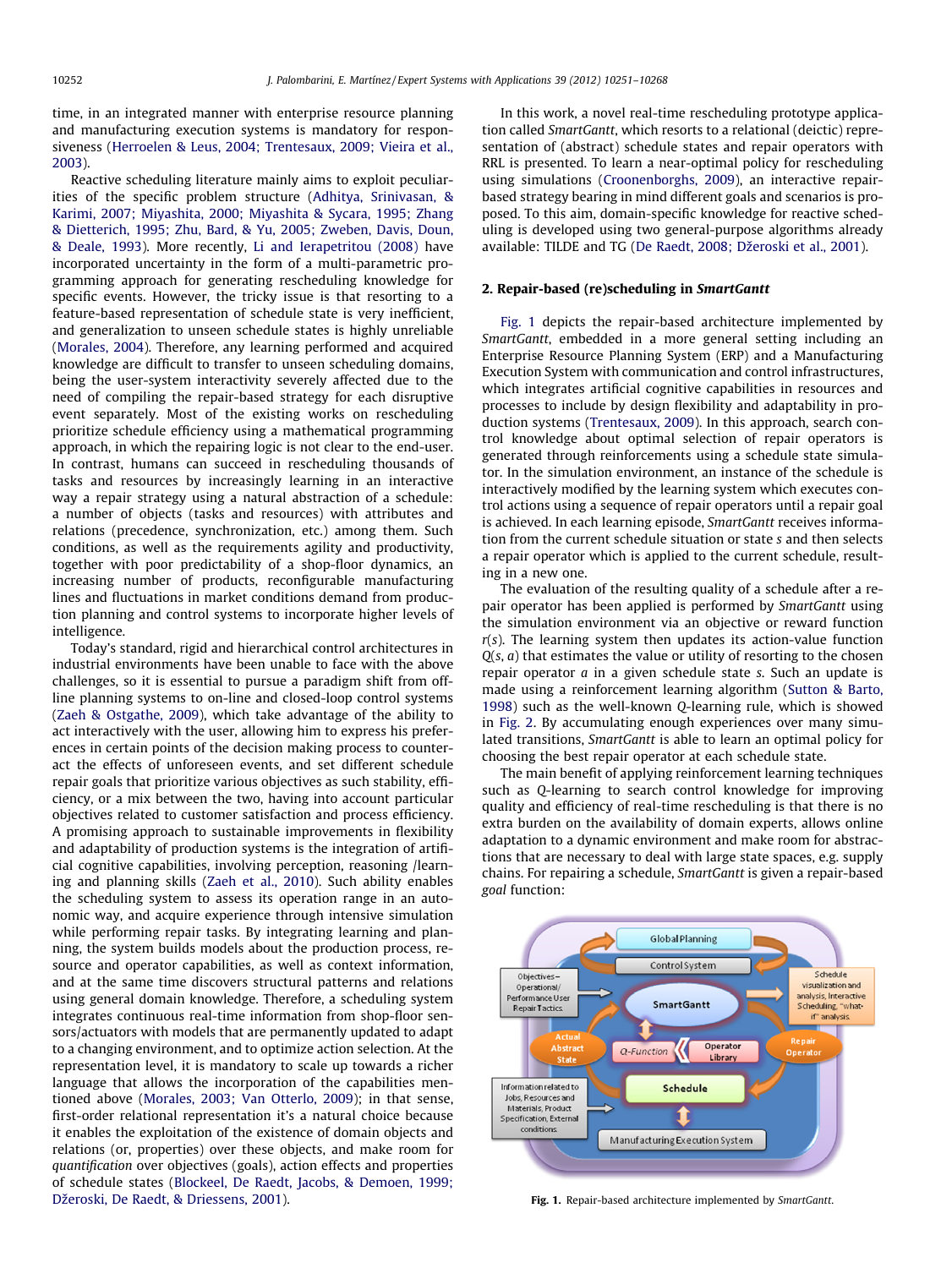time, in an integrated manner with enterprise resource planning and manufacturing execution systems is mandatory for responsiveness (Herroelen & Leus, 2004; Trentesaux, 2009; Vieira et al., 2003).

Reactive scheduling literature mainly aims to exploit peculiarities of the specific problem structure (Adhitya, Srinivasan, & Karimi, 2007; Miyashita, 2000; Miyashita & Sycara, 1995; Zhang & Dietterich, 1995; Zhu, Bard, & Yu, 2005; Zweben, Davis, Doun, & Deale, 1993). More recently, Li and Ierapetritou (2008) have incorporated uncertainty in the form of a multi-parametric programming approach for generating rescheduling knowledge for specific events. However, the tricky issue is that resorting to a feature-based representation of schedule state is very inefficient, and generalization to unseen schedule states is highly unreliable (Morales, 2004). Therefore, any learning performed and acquired knowledge are difficult to transfer to unseen scheduling domains, being the user-system interactivity severely affected due to the need of compiling the repair-based strategy for each disruptive event separately. Most of the existing works on rescheduling prioritize schedule efficiency using a mathematical programming approach, in which the repairing logic is not clear to the end-user. In contrast, humans can succeed in rescheduling thousands of tasks and resources by increasingly learning in an interactive way a repair strategy using a natural abstraction of a schedule: a number of objects (tasks and resources) with attributes and relations (precedence, synchronization, etc.) among them. Such conditions, as well as the requirements agility and productivity, together with poor predictability of a shop-floor dynamics, an increasing number of products, reconfigurable manufacturing lines and fluctuations in market conditions demand from production planning and control systems to incorporate higher levels of intelligence.

Today's standard, rigid and hierarchical control architectures in industrial environments have been unable to face with the above challenges, so it is essential to pursue a paradigm shift from off-line planning systems to on-line and closed-loop control systems (Zaeh & Ostgathe, 2009), which take advantage of the ability to act interactively with the user, allowing him to express his preferences in certain points of the decision making process to counteract the effects of unforeseen events, and set different schedule repair goals that prioritize various objectives as such stability, efficiency, or a mix between the two, having into account particular objectives related to customer satisfaction and process efficiency. A promising approach to sustainable improvements in flexibility and adaptability of production systems is the integration of artificial cognitive capabilities, involving perception, reasoning /learning and planning skills (Zaeh et al., 2010). Such ability enables the scheduling system to assess its operation range in an autonomic way, and acquire experience through intensive simulation while performing repair tasks. By integrating learning and planning, the system builds models about the production process, resource and operator capabilities, as well as context information, and at the same time discovers structural patterns and relations using general domain knowledge. Therefore, a scheduling system integrates continuous real-time information from shop-floor sensors/actuators with models that are permanently updated to adapt to a changing environment, and to optimize action selection. At the representation level, it is mandatory to scale up towards a richer language that allows the incorporation of the capabilities mentioned above (Morales, 2003; Van Otterlo, 2009); in that sense, first-order relational representation it's a natural choice because it enables the exploitation of the existence of domain objects and relations (or, properties) over these objects, and make room for *quantification* over objectives (goals), action effects and properties of schedule states (Blockeel, De Raedt, Jacobs, & Demoen, 1999; Džeroski, De Raedt, & Driessens, 2001).

In this work, a novel real-time rescheduling prototype application called *SmartGantt*, which resorts to a relational (deictic) representation of (abstract) schedule states and repair operators with RRL is presented. To learn a near-optimal policy for rescheduling using simulations (Croonenborghs, 2009), an interactive repair-based strategy bearing in mind different goals and scenarios is proposed. To this aim, domain-specific knowledge for reactive scheduling is developed using two general-purpose algorithms already available: TILDE and TG (De Raedt, 2008; Džeroski et al., 2001).

## 2. Repair-based (re)scheduling in *SmartGantt*

Fig. 1 depicts the repair-based architecture implemented by *SmartGantt*, embedded in a more general setting including an Enterprise Resource Planning System (ERP) and a Manufacturing Execution System with communication and control infrastructures, which integrates artificial cognitive capabilities in resources and processes to include by design flexibility and adaptability in production systems (Trentesaux, 2009). In this approach, search control knowledge about optimal selection of repair operators is generated through reinforcements using a schedule state simulator. In the simulation environment, an instance of the schedule is interactively modified by the learning system which executes control actions using a sequence of repair operators until a repair goal is achieved. In each learning episode, *SmartGantt* receives information from the current schedule situation or state $s$ and then selects a repair operator which is applied to the current schedule, resulting in a new one.

The evaluation of the resulting quality of a schedule after a repair operator has been applied is performed by *SmartGantt* using the simulation environment via an objective or reward function $r(s)$. The learning system then updates its action-value function $Q(s, a)$ that estimates the value or utility of resorting to the chosen repair operator $a$ in a given schedule state $s$. Such an update is made using a reinforcement learning algorithm (Sutton & Barto, 1998) such as the well-known $Q$-learning rule, which is showed in Fig. 2. By accumulating enough experiences over many simulated transitions, *SmartGantt* is able to learn an optimal policy for choosing the best repair operator at each schedule state.

The main benefit of applying reinforcement learning techniques such as $Q$-learning to search control knowledge for improving quality and efficiency of real-time rescheduling is that there is no extra burden on the availability of domain experts, allows online adaptation to a dynamic environment and make room for abstractions that are necessary to deal with large state spaces, e.g. supply chains. For repairing a schedule, *SmartGantt* is given a repair-based *goal* function:

**Fig. 1.** Repair-based architecture implemented by *SmartGantt*.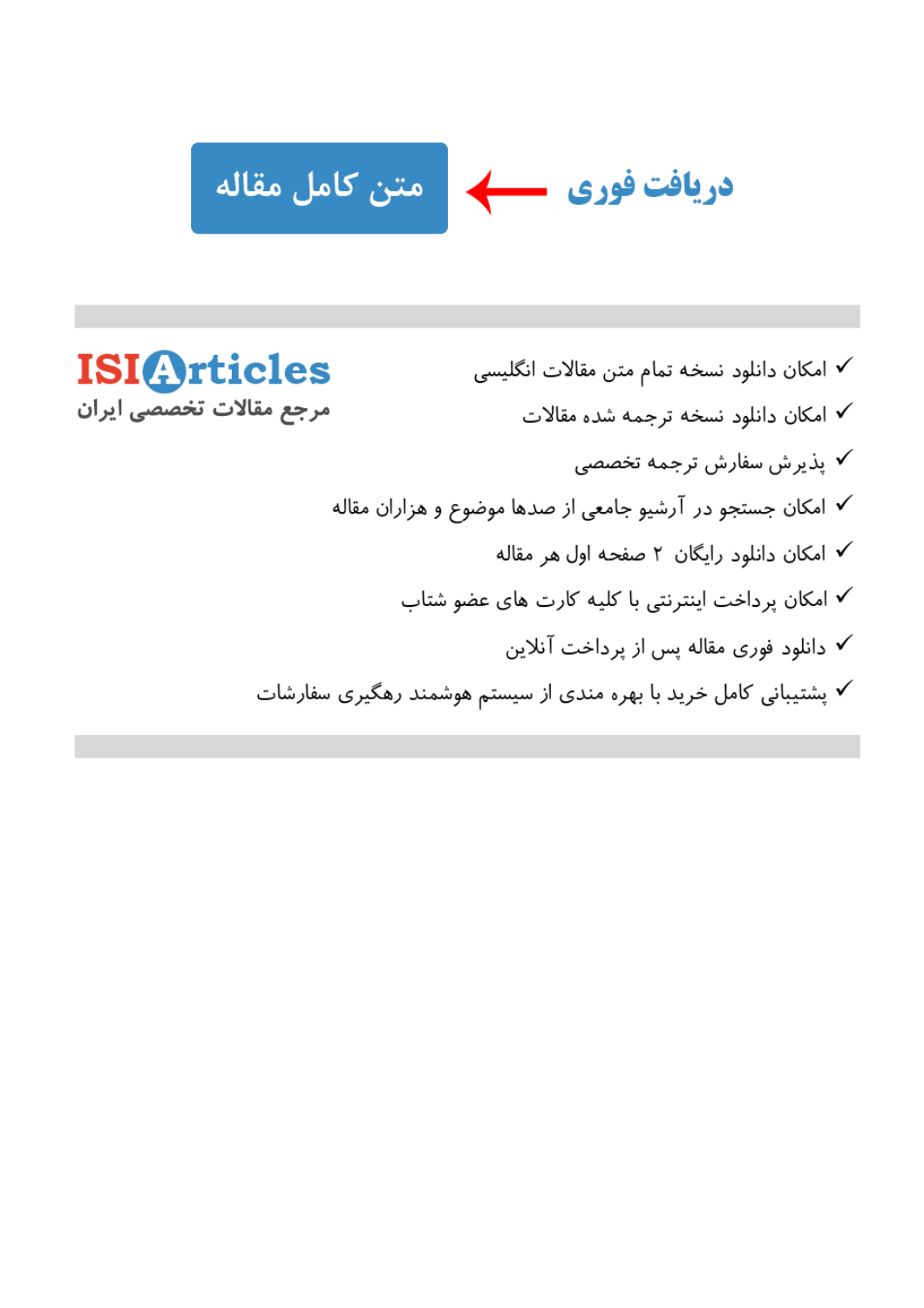دریافت فوری ← متن کامل مقاله

**ISIArticles**
مرجع مقالات تخصصی ایران

- ✓ امکان دانلود نسخه تمام متن مقالات انگلیسی
- ✓ امکان دانلود نسخه ترجمه شده مقالات
- ✓ پذیرش سفارش ترجمه تخصصی
- ✓ امکان جستجو در آرشیو جامعی از صدها موضوع و هزاران مقاله
- ✓ امکان دانلود رایگان ۲ صفحه اول هر مقاله
- ✓ امکان پرداخت اینترنتی با کلیه کارت های عضو شتاب
- ✓ دانلود فوری مقاله پس از پرداخت آنلاین
- ✓ پشتیبانی کامل خرید با بهره مندی از سیستم هوشمند رهگیری سفارشات